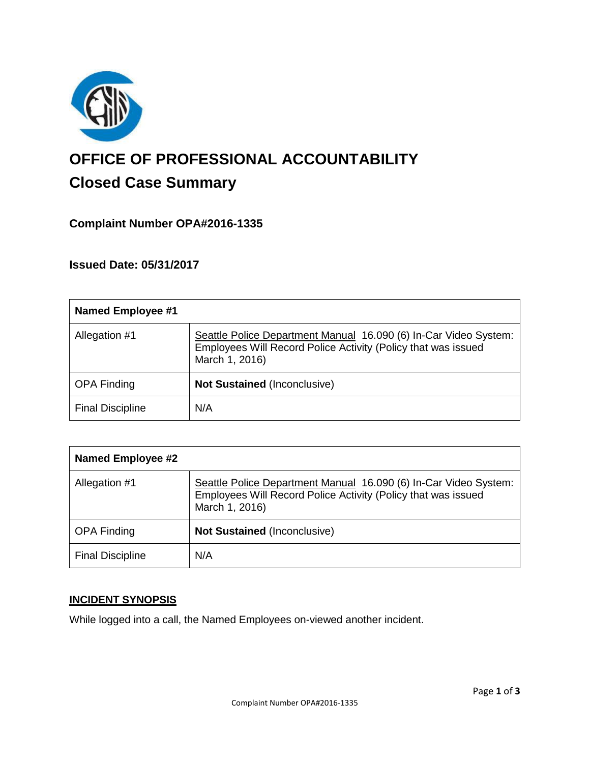# OFFICE OF PROFESSIONAL ACCOUNTABILITY
## Closed Case Summary

### Complaint Number OPA#2016-1335

### Issued Date: 05/31/2017

| **Named Employee #1** | |
|---|---|
| Allegation #1 | Seattle Police Department Manual 16.090 (6) In-Car Video System: Employees Will Record Police Activity (Policy that was issued March 1, 2016) |
| OPA Finding | **Not Sustained** (Inconclusive) |
| Final Discipline | N/A |

| **Named Employee #2** | |
|---|---|
| Allegation #1 | Seattle Police Department Manual 16.090 (6) In-Car Video System: Employees Will Record Police Activity (Policy that was issued March 1, 2016) |
| OPA Finding | **Not Sustained** (Inconclusive) |
| Final Discipline | N/A |

**INCIDENT SYNOPSIS**

While logged into a call, the Named Employees on-viewed another incident.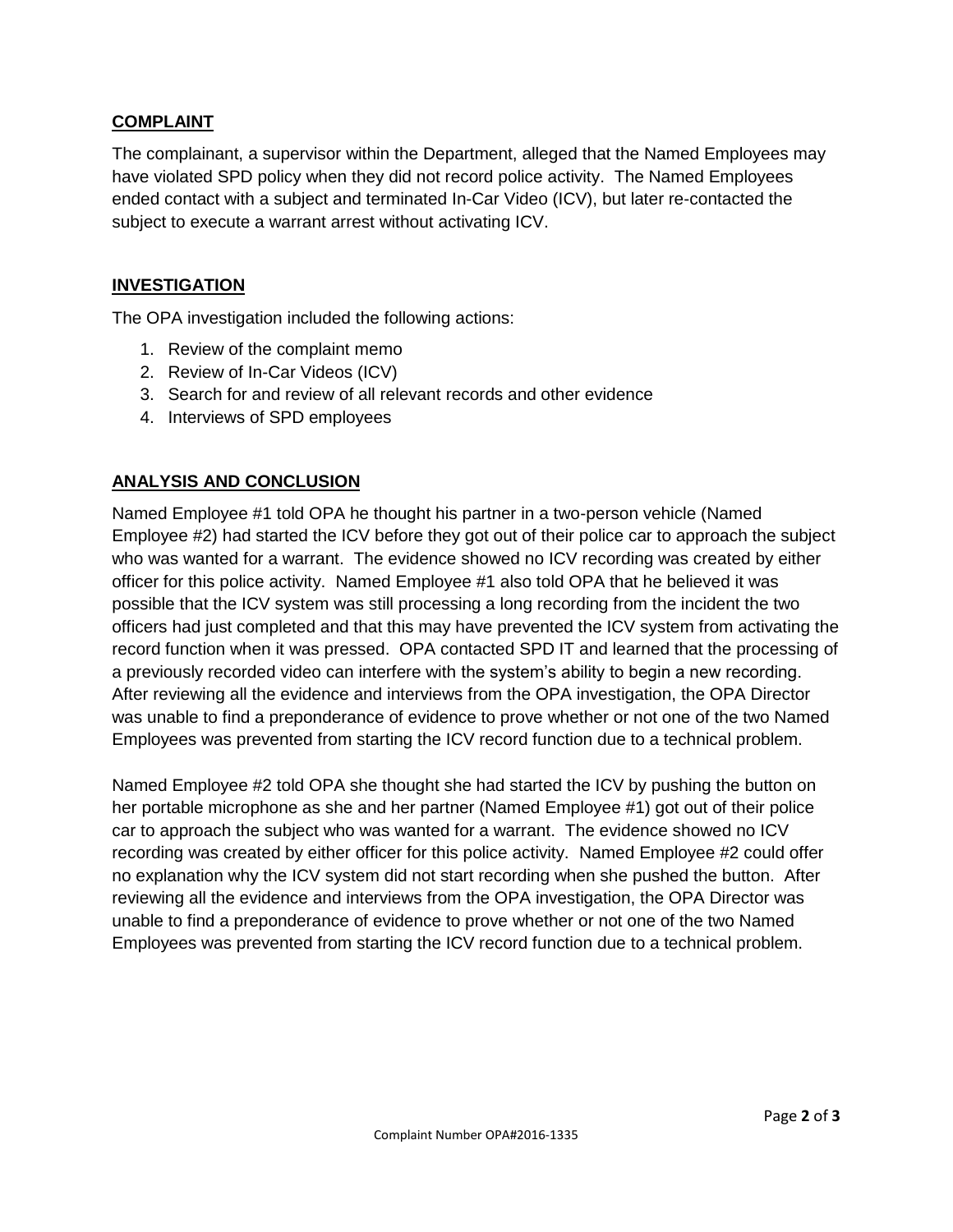## COMPLAINT

The complainant, a supervisor within the Department, alleged that the Named Employees may have violated SPD policy when they did not record police activity. The Named Employees ended contact with a subject and terminated In-Car Video (ICV), but later re-contacted the subject to execute a warrant arrest without activating ICV.

## INVESTIGATION

The OPA investigation included the following actions:

1. Review of the complaint memo
2. Review of In-Car Videos (ICV)
3. Search for and review of all relevant records and other evidence
4. Interviews of SPD employees

## ANALYSIS AND CONCLUSION

Named Employee #1 told OPA he thought his partner in a two-person vehicle (Named Employee #2) had started the ICV before they got out of their police car to approach the subject who was wanted for a warrant. The evidence showed no ICV recording was created by either officer for this police activity. Named Employee #1 also told OPA that he believed it was possible that the ICV system was still processing a long recording from the incident the two officers had just completed and that this may have prevented the ICV system from activating the record function when it was pressed. OPA contacted SPD IT and learned that the processing of a previously recorded video can interfere with the system's ability to begin a new recording. After reviewing all the evidence and interviews from the OPA investigation, the OPA Director was unable to find a preponderance of evidence to prove whether or not one of the two Named Employees was prevented from starting the ICV record function due to a technical problem.

Named Employee #2 told OPA she thought she had started the ICV by pushing the button on her portable microphone as she and her partner (Named Employee #1) got out of their police car to approach the subject who was wanted for a warrant. The evidence showed no ICV recording was created by either officer for this police activity. Named Employee #2 could offer no explanation why the ICV system did not start recording when she pushed the button. After reviewing all the evidence and interviews from the OPA investigation, the OPA Director was unable to find a preponderance of evidence to prove whether or not one of the two Named Employees was prevented from starting the ICV record function due to a technical problem.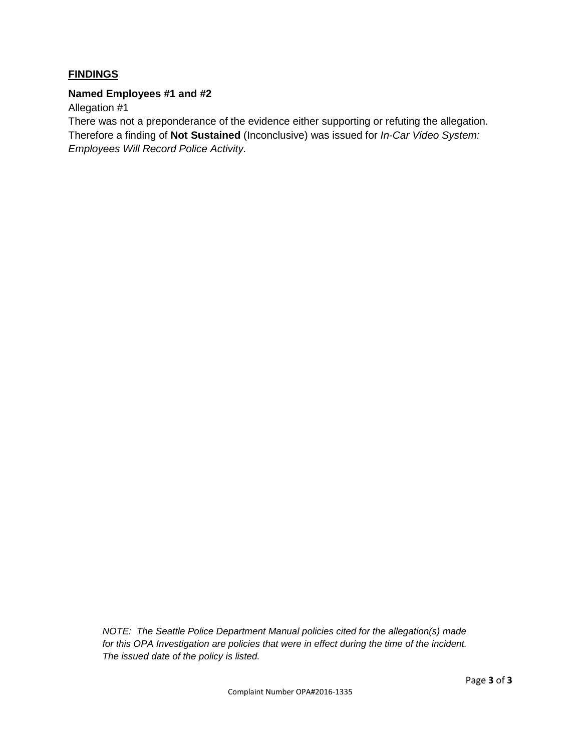## FINDINGS

**Named Employees #1 and #2**

Allegation #1

There was not a preponderance of the evidence either supporting or refuting the allegation. Therefore a finding of **Not Sustained** (Inconclusive) was issued for *In-Car Video System: Employees Will Record Police Activity.*

*NOTE: The Seattle Police Department Manual policies cited for the allegation(s) made for this OPA Investigation are policies that were in effect during the time of the incident. The issued date of the policy is listed.*

Complaint Number OPA#2016-1335